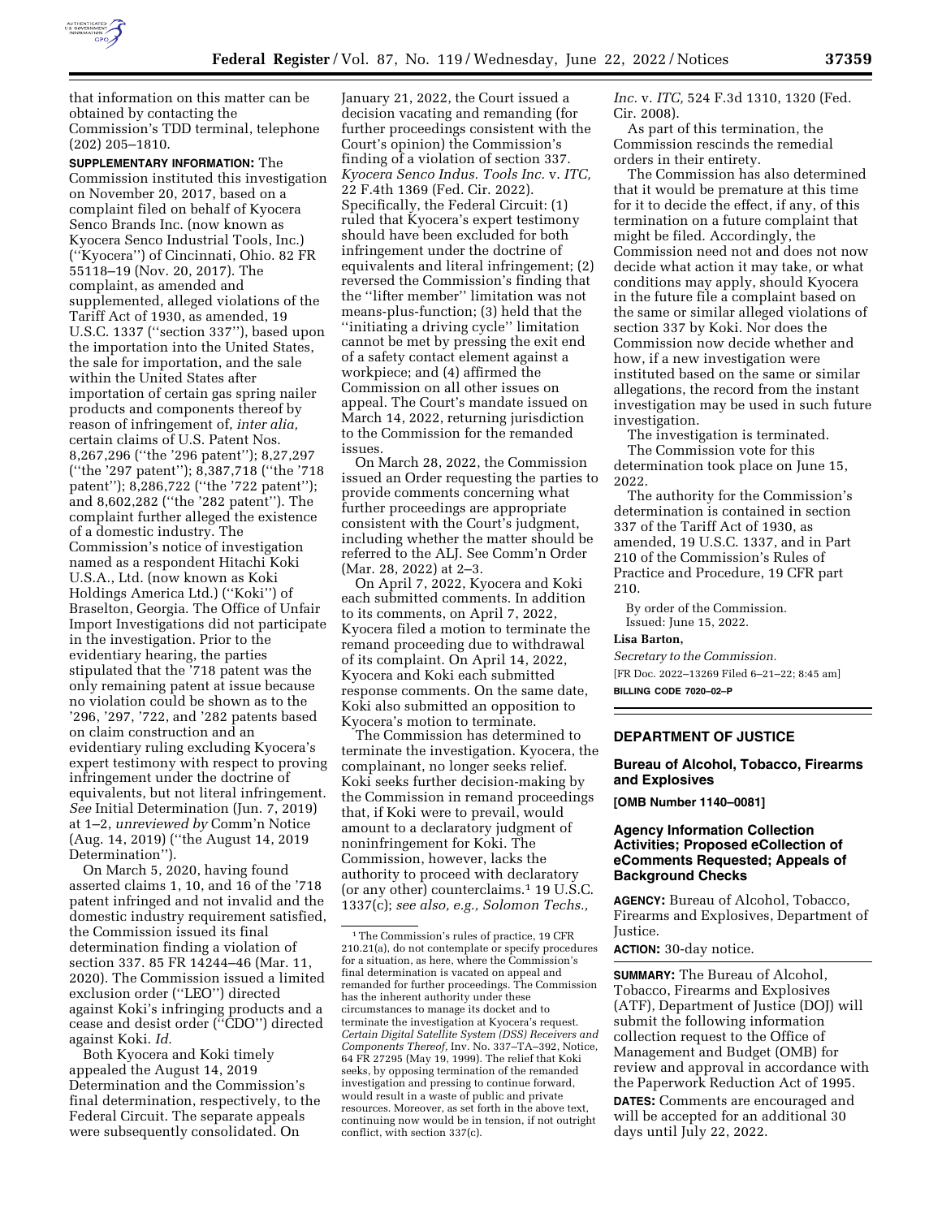that information on this matter can be obtained by contacting the Commission's TDD terminal, telephone (202) 205–1810.

**SUPPLEMENTARY INFORMATION:** The Commission instituted this investigation on November 20, 2017, based on a complaint filed on behalf of Kyocera Senco Brands Inc. (now known as Kyocera Senco Industrial Tools, Inc.) (''Kyocera'') of Cincinnati, Ohio. 82 FR 55118–19 (Nov. 20, 2017). The complaint, as amended and supplemented, alleged violations of the Tariff Act of 1930, as amended, 19 U.S.C. 1337 (''section 337''), based upon the importation into the United States, the sale for importation, and the sale within the United States after importation of certain gas spring nailer products and components thereof by reason of infringement of, *inter alia,* certain claims of U.S. Patent Nos. 8,267,296 (''the '296 patent''); 8,27,297 (''the '297 patent''); 8,387,718 (''the '718 patent''); 8,286,722 (''the '722 patent''); and 8,602,282 (''the '282 patent''). The complaint further alleged the existence of a domestic industry. The Commission's notice of investigation named as a respondent Hitachi Koki U.S.A., Ltd. (now known as Koki Holdings America Ltd.) (''Koki'') of Braselton, Georgia. The Office of Unfair Import Investigations did not participate in the investigation. Prior to the evidentiary hearing, the parties stipulated that the '718 patent was the only remaining patent at issue because no violation could be shown as to the '296, '297, '722, and '282 patents based on claim construction and an evidentiary ruling excluding Kyocera's expert testimony with respect to proving infringement under the doctrine of equivalents, but not literal infringement. *See* Initial Determination (Jun. 7, 2019) at 1–2, *unreviewed by* Comm'n Notice (Aug. 14, 2019) (''the August 14, 2019 Determination'').

On March 5, 2020, having found asserted claims 1, 10, and 16 of the '718 patent infringed and not invalid and the domestic industry requirement satisfied, the Commission issued its final determination finding a violation of section 337. 85 FR 14244–46 (Mar. 11, 2020). The Commission issued a limited exclusion order (''LEO'') directed against Koki's infringing products and a cease and desist order (''CDO'') directed against Koki. *Id.*

Both Kyocera and Koki timely appealed the August 14, 2019 Determination and the Commission's final determination, respectively, to the Federal Circuit. The separate appeals were subsequently consolidated. On January 21, 2022, the Court issued a decision vacating and remanding (for further proceedings consistent with the Court's opinion) the Commission's finding of a violation of section 337. *Kyocera Senco Indus. Tools Inc.* v. *ITC,* 22 F.4th 1369 (Fed. Cir. 2022). Specifically, the Federal Circuit: (1) ruled that Kyocera's expert testimony should have been excluded for both infringement under the doctrine of equivalents and literal infringement; (2) reversed the Commission's finding that the ''lifter member'' limitation was not means-plus-function; (3) held that the ''initiating a driving cycle'' limitation cannot be met by pressing the exit end of a safety contact element against a workpiece; and (4) affirmed the Commission on all other issues on appeal. The Court's mandate issued on March 14, 2022, returning jurisdiction to the Commission for the remanded issues.

On March 28, 2022, the Commission issued an Order requesting the parties to provide comments concerning what further proceedings are appropriate consistent with the Court's judgment, including whether the matter should be referred to the ALJ. See Comm'n Order (Mar. 28, 2022) at 2–3.

On April 7, 2022, Kyocera and Koki each submitted comments. In addition to its comments, on April 7, 2022, Kyocera filed a motion to terminate the remand proceeding due to withdrawal of its complaint. On April 14, 2022, Kyocera and Koki each submitted response comments. On the same date, Koki also submitted an opposition to Kyocera's motion to terminate.

The Commission has determined to terminate the investigation. Kyocera, the complainant, no longer seeks relief. Koki seeks further decision-making by the Commission in remand proceedings that, if Koki were to prevail, would amount to a declaratory judgment of noninfringement for Koki. The Commission, however, lacks the authority to proceed with declaratory (or any other) counterclaims.[1] 19 U.S.C. 1337(c); *see also, e.g., Solomon Techs., Inc.* v. *ITC,* 524 F.3d 1310, 1320 (Fed. Cir. 2008).

As part of this termination, the Commission rescinds the remedial orders in their entirety.

The Commission has also determined that it would be premature at this time for it to decide the effect, if any, of this termination on a future complaint that might be filed. Accordingly, the Commission need not and does not now decide what action it may take, or what conditions may apply, should Kyocera in the future file a complaint based on the same or similar alleged violations of section 337 by Koki. Nor does the Commission now decide whether and how, if a new investigation were instituted based on the same or similar allegations, the record from the instant investigation may be used in such future investigation.

The investigation is terminated.

The Commission vote for this determination took place on June 15, 2022.

The authority for the Commission's determination is contained in section 337 of the Tariff Act of 1930, as amended, 19 U.S.C. 1337, and in Part 210 of the Commission's Rules of Practice and Procedure, 19 CFR part 210.

By order of the Commission.

Issued: June 15, 2022.

**Lisa Barton,**

*Secretary to the Commission.*

[FR Doc. 2022–13269 Filed 6–21–22; 8:45 am]

**BILLING CODE 7020–02–P**

[1] The Commission's rules of practice, 19 CFR 210.21(a), do not contemplate or specify procedures for a situation, as here, where the Commission's final determination is vacated on appeal and remanded for further proceedings. The Commission has the inherent authority under these circumstances to manage its docket and to terminate the investigation at Kyocera's request. *Certain Digital Satellite System (DSS) Receivers and Components Thereof,* Inv. No. 337–TA–392, Notice, 64 FR 27295 (May 19, 1999). The relief that Koki seeks, by opposing termination of the remanded investigation and pressing to continue forward, would result in a waste of public and private resources. Moreover, as set forth in the above text, continuing now would be in tension, if not outright conflict, with section 337(c).

## DEPARTMENT OF JUSTICE

### Bureau of Alcohol, Tobacco, Firearms and Explosives

**[OMB Number 1140–0081]**

### Agency Information Collection Activities; Proposed eCollection of eComments Requested; Appeals of Background Checks

**AGENCY:** Bureau of Alcohol, Tobacco, Firearms and Explosives, Department of Justice.

**ACTION:** 30-day notice.

**SUMMARY:** The Bureau of Alcohol, Tobacco, Firearms and Explosives (ATF), Department of Justice (DOJ) will submit the following information collection request to the Office of Management and Budget (OMB) for review and approval in accordance with the Paperwork Reduction Act of 1995.

**DATES:** Comments are encouraged and will be accepted for an additional 30 days until July 22, 2022.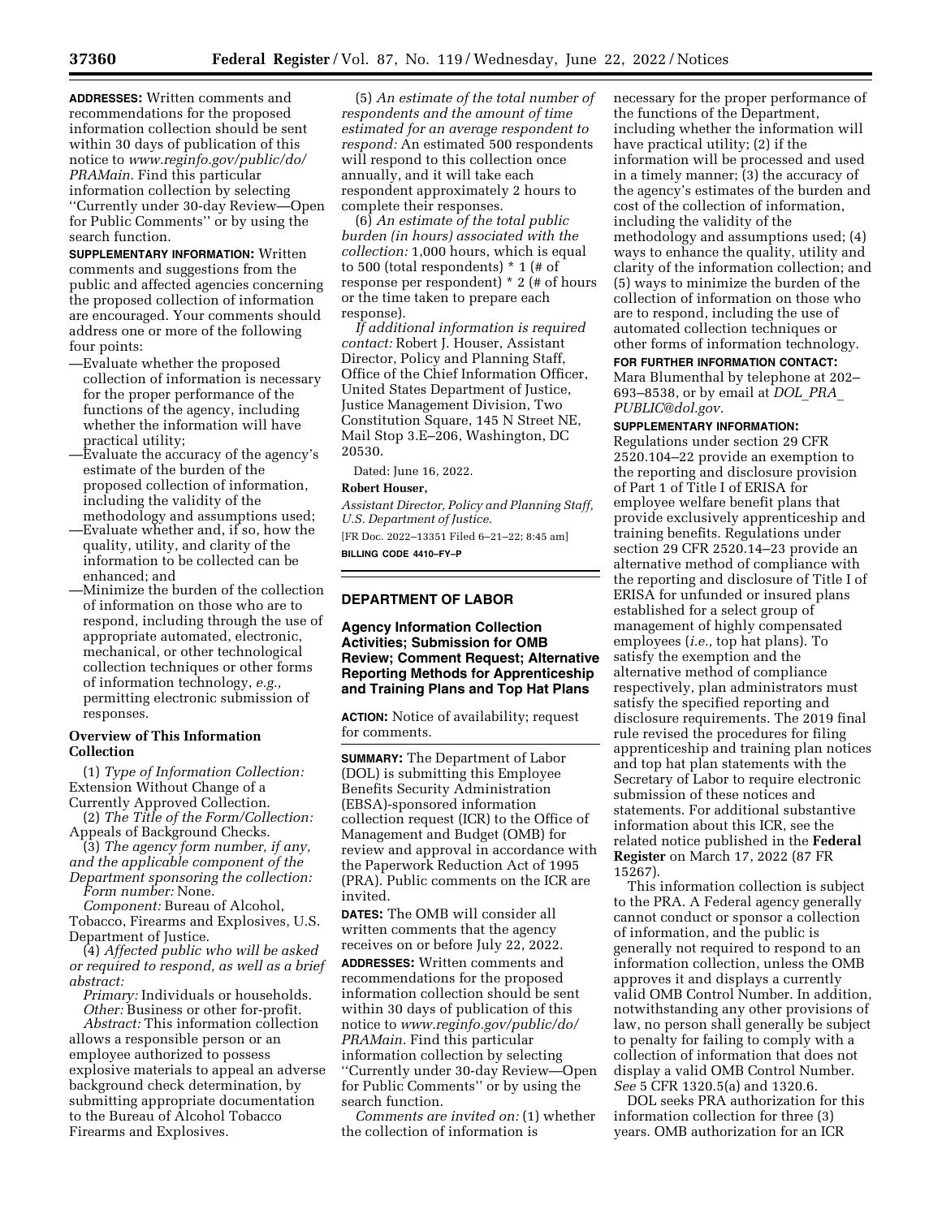**ADDRESSES:** Written comments and recommendations for the proposed information collection should be sent within 30 days of publication of this notice to *www.reginfo.gov/public/do/PRAMain.* Find this particular information collection by selecting ''Currently under 30-day Review—Open for Public Comments'' or by using the search function.

**SUPPLEMENTARY INFORMATION:** Written comments and suggestions from the public and affected agencies concerning the proposed collection of information are encouraged. Your comments should address one or more of the following four points:

—Evaluate whether the proposed collection of information is necessary for the proper performance of the functions of the agency, including whether the information will have practical utility;
—Evaluate the accuracy of the agency's estimate of the burden of the proposed collection of information, including the validity of the methodology and assumptions used;
—Evaluate whether and, if so, how the quality, utility, and clarity of the information to be collected can be enhanced; and
—Minimize the burden of the collection of information on those who are to respond, including through the use of appropriate automated, electronic, mechanical, or other technological collection techniques or other forms of information technology, *e.g.,* permitting electronic submission of responses.

**Overview of This Information Collection**

(1) *Type of Information Collection:* Extension Without Change of a Currently Approved Collection.

(2) *The Title of the Form/Collection:* Appeals of Background Checks.

(3) *The agency form number, if any, and the applicable component of the Department sponsoring the collection:*

*Form number:* None.

*Component:* Bureau of Alcohol, Tobacco, Firearms and Explosives, U.S. Department of Justice.

(4) *Affected public who will be asked or required to respond, as well as a brief abstract:*

*Primary:* Individuals or households.

*Other:* Business or other for-profit.

*Abstract:* This information collection allows a responsible person or an employee authorized to possess explosive materials to appeal an adverse background check determination, by submitting appropriate documentation to the Bureau of Alcohol Tobacco Firearms and Explosives.

(5) *An estimate of the total number of respondents and the amount of time estimated for an average respondent to respond:* An estimated 500 respondents will respond to this collection once annually, and it will take each respondent approximately 2 hours to complete their responses.

(6) *An estimate of the total public burden (in hours) associated with the collection:* 1,000 hours, which is equal to 500 (total respondents) * 1 (# of response per respondent) * 2 (# of hours or the time taken to prepare each response).

*If additional information is required contact:* Robert J. Houser, Assistant Director, Policy and Planning Staff, Office of the Chief Information Officer, United States Department of Justice, Justice Management Division, Two Constitution Square, 145 N Street NE, Mail Stop 3.E–206, Washington, DC 20530.

Dated: June 16, 2022.

**Robert Houser,**

*Assistant Director, Policy and Planning Staff, U.S. Department of Justice.*

[FR Doc. 2022–13351 Filed 6–21–22; 8:45 am]

**BILLING CODE 4410–FY–P**

## DEPARTMENT OF LABOR

### Agency Information Collection Activities; Submission for OMB Review; Comment Request; Alternative Reporting Methods for Apprenticeship and Training Plans and Top Hat Plans

**ACTION:** Notice of availability; request for comments.

**SUMMARY:** The Department of Labor (DOL) is submitting this Employee Benefits Security Administration (EBSA)-sponsored information collection request (ICR) to the Office of Management and Budget (OMB) for review and approval in accordance with the Paperwork Reduction Act of 1995 (PRA). Public comments on the ICR are invited.

**DATES:** The OMB will consider all written comments that the agency receives on or before July 22, 2022.

**ADDRESSES:** Written comments and recommendations for the proposed information collection should be sent within 30 days of publication of this notice to *www.reginfo.gov/public/do/PRAMain.* Find this particular information collection by selecting ''Currently under 30-day Review—Open for Public Comments'' or by using the search function.

*Comments are invited on:* (1) whether the collection of information is necessary for the proper performance of the functions of the Department, including whether the information will have practical utility; (2) if the information will be processed and used in a timely manner; (3) the accuracy of the agency's estimates of the burden and cost of the collection of information, including the validity of the methodology and assumptions used; (4) ways to enhance the quality, utility and clarity of the information collection; and (5) ways to minimize the burden of the collection of information on those who are to respond, including the use of automated collection techniques or other forms of information technology.

**FOR FURTHER INFORMATION CONTACT:** Mara Blumenthal by telephone at 202–693–8538, or by email at *DOL_PRA_PUBLIC@dol.gov.*

**SUPPLEMENTARY INFORMATION:** Regulations under section 29 CFR 2520.104–22 provide an exemption to the reporting and disclosure provision of Part 1 of Title I of ERISA for employee welfare benefit plans that provide exclusively apprenticeship and training benefits. Regulations under section 29 CFR 2520.14–23 provide an alternative method of compliance with the reporting and disclosure of Title I of ERISA for unfunded or insured plans established for a select group of management of highly compensated employees (*i.e.,* top hat plans). To satisfy the exemption and the alternative method of compliance respectively, plan administrators must satisfy the specified reporting and disclosure requirements. The 2019 final rule revised the procedures for filing apprenticeship and training plan notices and top hat plan statements with the Secretary of Labor to require electronic submission of these notices and statements. For additional substantive information about this ICR, see the related notice published in the **Federal Register** on March 17, 2022 (87 FR 15267).

This information collection is subject to the PRA. A Federal agency generally cannot conduct or sponsor a collection of information, and the public is generally not required to respond to an information collection, unless the OMB approves it and displays a currently valid OMB Control Number. In addition, notwithstanding any other provisions of law, no person shall generally be subject to penalty for failing to comply with a collection of information that does not display a valid OMB Control Number. *See* 5 CFR 1320.5(a) and 1320.6.

DOL seeks PRA authorization for this information collection for three (3) years. OMB authorization for an ICR